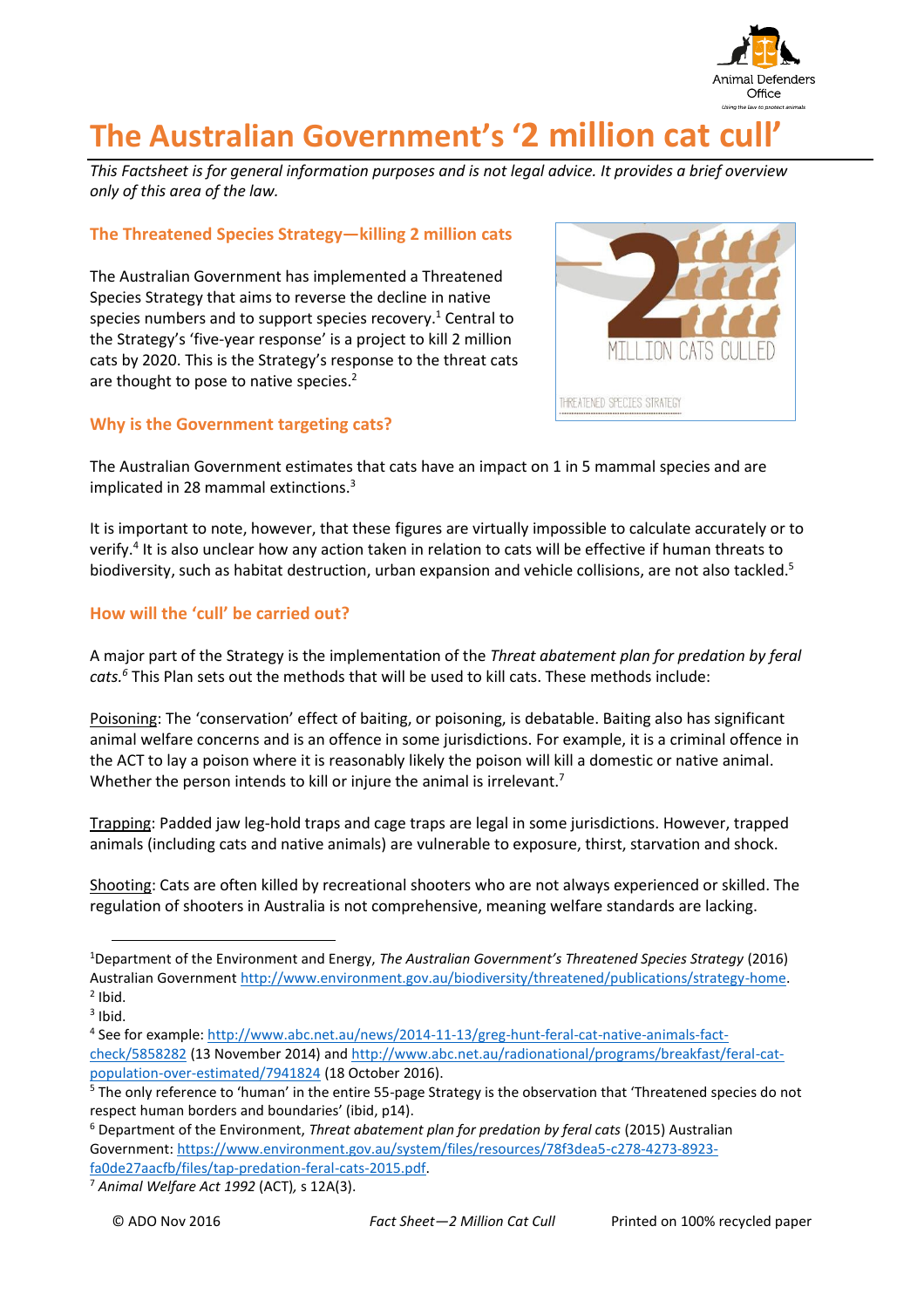# The Australian Government's '2 million cat cull'

*This Factsheet is for general information purposes and is not legal advice. It provides a brief overview only of this area of the law.*

## The Threatened Species Strategy—killing 2 million cats

The Australian Government has implemented a Threatened Species Strategy that aims to reverse the decline in native species numbers and to support species recovery.[1] Central to the Strategy's 'five-year response' is a project to kill 2 million cats by 2020. This is the Strategy's response to the threat cats are thought to pose to native species.[2]

## Why is the Government targeting cats?

The Australian Government estimates that cats have an impact on 1 in 5 mammal species and are implicated in 28 mammal extinctions.[3]

It is important to note, however, that these figures are virtually impossible to calculate accurately or to verify.[4] It is also unclear how any action taken in relation to cats will be effective if human threats to biodiversity, such as habitat destruction, urban expansion and vehicle collisions, are not also tackled.[5]

## How will the 'cull' be carried out?

A major part of the Strategy is the implementation of the *Threat abatement plan for predation by feral cats.*[6] This Plan sets out the methods that will be used to kill cats. These methods include:

Poisoning: The 'conservation' effect of baiting, or poisoning, is debatable. Baiting also has significant animal welfare concerns and is an offence in some jurisdictions. For example, it is a criminal offence in the ACT to lay a poison where it is reasonably likely the poison will kill a domestic or native animal. Whether the person intends to kill or injure the animal is irrelevant.[7]

Trapping: Padded jaw leg-hold traps and cage traps are legal in some jurisdictions. However, trapped animals (including cats and native animals) are vulnerable to exposure, thirst, starvation and shock.

Shooting: Cats are often killed by recreational shooters who are not always experienced or skilled. The regulation of shooters in Australia is not comprehensive, meaning welfare standards are lacking.

---

[1] Department of the Environment and Energy, *The Australian Government's Threatened Species Strategy* (2016) Australian Government http://www.environment.gov.au/biodiversity/threatened/publications/strategy-home.

[2] Ibid.

[3] Ibid.

[4] See for example: http://www.abc.net.au/news/2014-11-13/greg-hunt-feral-cat-native-animals-fact-check/5858282 (13 November 2014) and http://www.abc.net.au/radionational/programs/breakfast/feral-cat-population-over-estimated/7941824 (18 October 2016).

[5] The only reference to 'human' in the entire 55-page Strategy is the observation that 'Threatened species do not respect human borders and boundaries' (ibid, p14).

[6] Department of the Environment, *Threat abatement plan for predation by feral cats* (2015) Australian Government: https://www.environment.gov.au/system/files/resources/78f3dea5-c278-4273-8923-fa0de27aacfb/files/tap-predation-feral-cats-2015.pdf.

[7] *Animal Welfare Act 1992* (ACT), s 12A(3).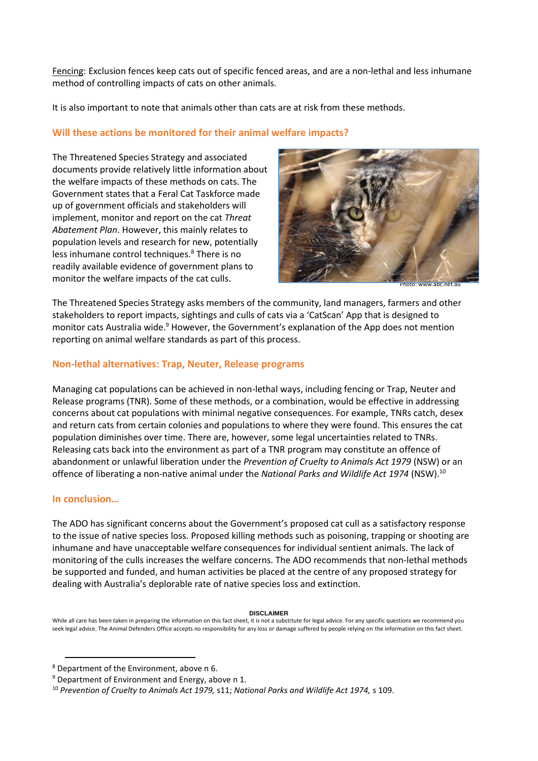Fencing: Exclusion fences keep cats out of specific fenced areas, and are a non-lethal and less inhumane method of controlling impacts of cats on other animals.

It is also important to note that animals other than cats are at risk from these methods.

## Will these actions be monitored for their animal welfare impacts?

The Threatened Species Strategy and associated documents provide relatively little information about the welfare impacts of these methods on cats. The Government states that a Feral Cat Taskforce made up of government officials and stakeholders will implement, monitor and report on the cat *Threat Abatement Plan*. However, this mainly relates to population levels and research for new, potentially less inhumane control techniques.[8] There is no readily available evidence of government plans to monitor the welfare impacts of the cat culls.

Photo: www.abc.net.au

The Threatened Species Strategy asks members of the community, land managers, farmers and other stakeholders to report impacts, sightings and culls of cats via a 'CatScan' App that is designed to monitor cats Australia wide.[9] However, the Government's explanation of the App does not mention reporting on animal welfare standards as part of this process.

## Non-lethal alternatives: Trap, Neuter, Release programs

Managing cat populations can be achieved in non-lethal ways, including fencing or Trap, Neuter and Release programs (TNR). Some of these methods, or a combination, would be effective in addressing concerns about cat populations with minimal negative consequences. For example, TNRs catch, desex and return cats from certain colonies and populations to where they were found. This ensures the cat population diminishes over time. There are, however, some legal uncertainties related to TNRs. Releasing cats back into the environment as part of a TNR program may constitute an offence of abandonment or unlawful liberation under the *Prevention of Cruelty to Animals Act 1979* (NSW) or an offence of liberating a non-native animal under the *National Parks and Wildlife Act 1974* (NSW).[10]

## In conclusion…

The ADO has significant concerns about the Government's proposed cat cull as a satisfactory response to the issue of native species loss. Proposed killing methods such as poisoning, trapping or shooting are inhumane and have unacceptable welfare consequences for individual sentient animals. The lack of monitoring of the culls increases the welfare concerns. The ADO recommends that non-lethal methods be supported and funded, and human activities be placed at the centre of any proposed strategy for dealing with Australia's deplorable rate of native species loss and extinction.

**DISCLAIMER**

While all care has been taken in preparing the information on this fact sheet, it is not a substitute for legal advice. For any specific questions we recommend you seek legal advice. The Animal Defenders Office accepts no responsibility for any loss or damage suffered by people relying on the information on this fact sheet.

---

[8] Department of the Environment, above n 6.

[9] Department of Environment and Energy, above n 1.

[10] *Prevention of Cruelty to Animals Act 1979,* s11; *National Parks and Wildlife Act 1974,* s 109.